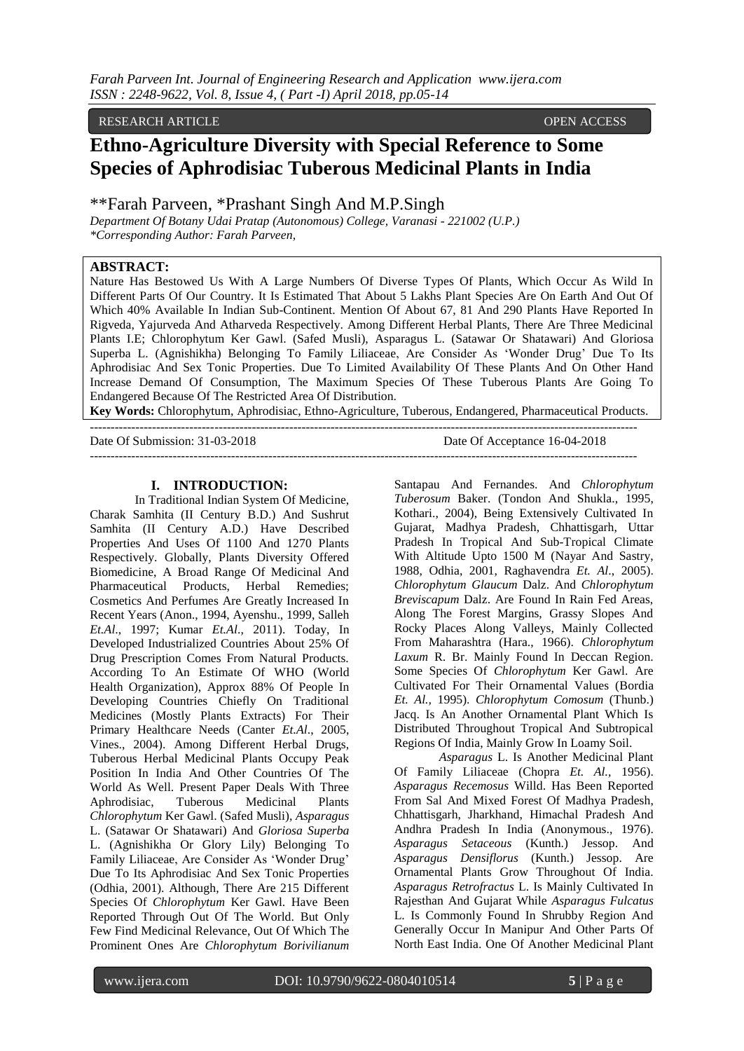RESEARCH ARTICLE OPEN ACCESS

# Ethno-Agriculture Diversity with Special Reference to Some Species of Aphrodisiac Tuberous Medicinal Plants in India

**Farah Parveen, *Prashant Singh And M.P.Singh

*Department Of Botany Udai Pratap (Autonomous) College, Varanasi - 221002 (U.P.)*
*\*Corresponding Author: Farah Parveen,*

**ABSTRACT:**
Nature Has Bestowed Us With A Large Numbers Of Diverse Types Of Plants, Which Occur As Wild In Different Parts Of Our Country. It Is Estimated That About 5 Lakhs Plant Species Are On Earth And Out Of Which 40% Available In Indian Sub-Continent. Mention Of About 67, 81 And 290 Plants Have Reported In Rigveda, Yajurveda And Atharveda Respectively. Among Different Herbal Plants, There Are Three Medicinal Plants I.E; Chlorophytum Ker Gawl. (Safed Musli), Asparagus L. (Satawar Or Shatawari) And Gloriosa Superba L. (Agnishikha) Belonging To Family Liliaceae, Are Consider As 'Wonder Drug' Due To Its Aphrodisiac And Sex Tonic Properties. Due To Limited Availability Of These Plants And On Other Hand Increase Demand Of Consumption, The Maximum Species Of These Tuberous Plants Are Going To Endangered Because Of The Restricted Area Of Distribution.

**Key Words:** Chlorophytum, Aphrodisiac, Ethno-Agriculture, Tuberous, Endangered, Pharmaceutical Products.

---

Date Of Submission: 31-03-2018 Date Of Acceptance 16-04-2018

---

## I. INTRODUCTION:

In Traditional Indian System Of Medicine, Charak Samhita (II Century B.D.) And Sushrut Samhita (II Century A.D.) Have Described Properties And Uses Of 1100 And 1270 Plants Respectively. Globally, Plants Diversity Offered Biomedicine, A Broad Range Of Medicinal And Pharmaceutical Products, Herbal Remedies; Cosmetics And Perfumes Are Greatly Increased In Recent Years (Anon., 1994, Ayenshu., 1999, Salleh *Et.Al*., 1997; Kumar *Et.Al*., 2011). Today, In Developed Industrialized Countries About 25% Of Drug Prescription Comes From Natural Products. According To An Estimate Of WHO (World Health Organization), Approx 88% Of People In Developing Countries Chiefly On Traditional Medicines (Mostly Plants Extracts) For Their Primary Healthcare Needs (Canter *Et.Al*., 2005, Vines., 2004). Among Different Herbal Drugs, Tuberous Herbal Medicinal Plants Occupy Peak Position In India And Other Countries Of The World As Well. Present Paper Deals With Three Aphrodisiac, Tuberous Medicinal Plants *Chlorophytum* Ker Gawl. (Safed Musli), *Asparagus* L. (Satawar Or Shatawari) And *Gloriosa Superba* L. (Agnishikha Or Glory Lily) Belonging To Family Liliaceae, Are Consider As 'Wonder Drug' Due To Its Aphrodisiac And Sex Tonic Properties (Odhia, 2001). Although, There Are 215 Different Species Of *Chlorophytum* Ker Gawl. Have Been Reported Through Out Of The World. But Only Few Find Medicinal Relevance, Out Of Which The Prominent Ones Are *Chlorophytum Borivilianum* Santapau And Fernandes. And *Chlorophytum Tuberosum* Baker. (Tondon And Shukla., 1995, Kothari., 2004), Being Extensively Cultivated In Gujarat, Madhya Pradesh, Chhattisgarh, Uttar Pradesh In Tropical And Sub-Tropical Climate With Altitude Upto 1500 M (Nayar And Sastry, 1988, Odhia, 2001, Raghavendra *Et. Al*., 2005). *Chlorophytum Glaucum* Dalz. And *Chlorophytum Breviscapum* Dalz. Are Found In Rain Fed Areas, Along The Forest Margins, Grassy Slopes And Rocky Places Along Valleys, Mainly Collected From Maharashtra (Hara., 1966). *Chlorophytum Laxum* R. Br. Mainly Found In Deccan Region. Some Species Of *Chlorophytum* Ker Gawl. Are Cultivated For Their Ornamental Values (Bordia *Et. Al.*, 1995). *Chlorophytum Comosum* (Thunb.) Jacq. Is An Another Ornamental Plant Which Is Distributed Throughout Tropical And Subtropical Regions Of India, Mainly Grow In Loamy Soil.

*Asparagus* L. Is Another Medicinal Plant Of Family Liliaceae (Chopra *Et. Al.*, 1956). *Asparagus Recemosus* Willd. Has Been Reported From Sal And Mixed Forest Of Madhya Pradesh, Chhattisgarh, Jharkhand, Himachal Pradesh And Andhra Pradesh In India (Anonymous., 1976). *Asparagus Setaceous* (Kunth.) Jessop. And *Asparagus Densiflorus* (Kunth.) Jessop. Are Ornamental Plants Grow Throughout Of India. *Asparagus Retrofractus* L. Is Mainly Cultivated In Rajesthan And Gujarat While *Asparagus Fulcatus* L. Is Commonly Found In Shrubby Region And Generally Occur In Manipur And Other Parts Of North East India. One Of Another Medicinal Plant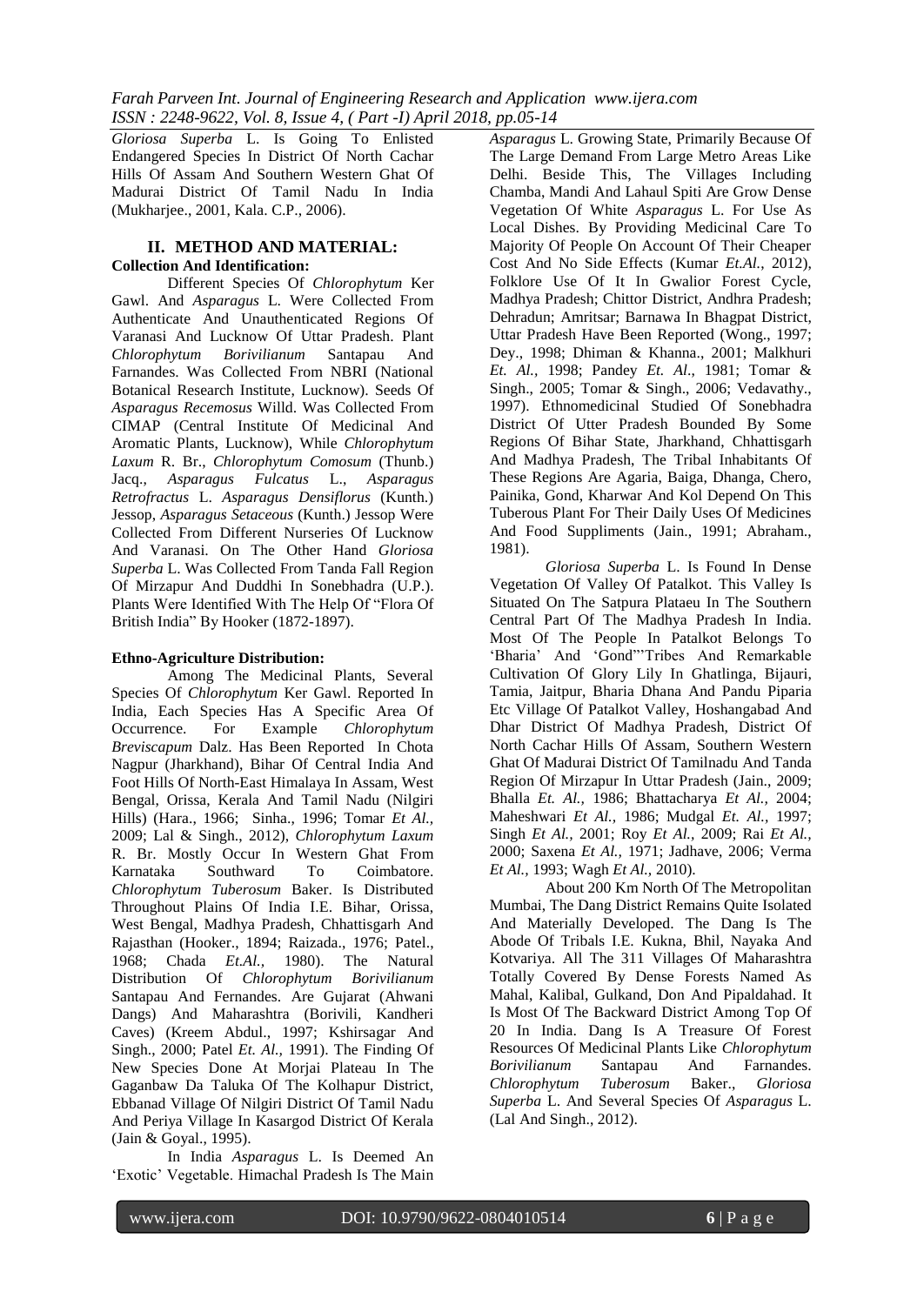*Gloriosa Superba* L. Is Going To Enlisted Endangered Species In District Of North Cachar Hills Of Assam And Southern Western Ghat Of Madurai District Of Tamil Nadu In India (Mukharjee., 2001, Kala. C.P., 2006).

## II. METHOD AND MATERIAL:

**Collection And Identification:**

Different Species Of *Chlorophytum* Ker Gawl. And *Asparagus* L. Were Collected From Authenticate And Unauthenticated Regions Of Varanasi And Lucknow Of Uttar Pradesh. Plant *Chlorophytum Borivilianum* Santapau And Farnandes. Was Collected From NBRI (National Botanical Research Institute, Lucknow). Seeds Of *Asparagus Recemosus* Willd. Was Collected From CIMAP (Central Institute Of Medicinal And Aromatic Plants, Lucknow), While *Chlorophytum Laxum* R. Br., *Chlorophytum Comosum* (Thunb.) Jacq., *Asparagus Fulcatus* L., *Asparagus Retrofractus* L. *Asparagus Densiflorus* (Kunth.) Jessop, *Asparagus Setaceous* (Kunth.) Jessop Were Collected From Different Nurseries Of Lucknow And Varanasi. On The Other Hand *Gloriosa Superba* L. Was Collected From Tanda Fall Region Of Mirzapur And Duddhi In Sonebhadra (U.P.). Plants Were Identified With The Help Of "Flora Of British India" By Hooker (1872-1897).

**Ethno-Agriculture Distribution:**

Among The Medicinal Plants, Several Species Of *Chlorophytum* Ker Gawl. Reported In India, Each Species Has A Specific Area Of Occurrence. For Example *Chlorophytum Breviscapum* Dalz. Has Been Reported In Chota Nagpur (Jharkhand), Bihar Of Central India And Foot Hills Of North-East Himalaya In Assam, West Bengal, Orissa, Kerala And Tamil Nadu (Nilgiri Hills) (Hara., 1966; Sinha., 1996; Tomar *Et Al.,* 2009; Lal & Singh., 2012), *Chlorophytum Laxum* R. Br. Mostly Occur In Western Ghat From Karnataka Southward To Coimbatore. *Chlorophytum Tuberosum* Baker. Is Distributed Throughout Plains Of India I.E. Bihar, Orissa, West Bengal, Madhya Pradesh, Chhattisgarh And Rajasthan (Hooker., 1894; Raizada., 1976; Patel., 1968; Chada *Et.Al.,* 1980). The Natural Distribution Of *Chlorophytum Borivilianum* Santapau And Fernandes. Are Gujarat (Ahwani Dangs) And Maharashtra (Borivili, Kandheri Caves) (Kreem Abdul., 1997; Kshirsagar And Singh., 2000; Patel *Et. Al.,* 1991). The Finding Of New Species Done At Morjai Plateau In The Gaganbaw Da Taluka Of The Kolhapur District, Ebbanad Village Of Nilgiri District Of Tamil Nadu And Periya Village In Kasargod District Of Kerala (Jain & Goyal., 1995).

In India *Asparagus* L. Is Deemed An 'Exotic' Vegetable. Himachal Pradesh Is The Main *Asparagus* L. Growing State, Primarily Because Of The Large Demand From Large Metro Areas Like Delhi. Beside This, The Villages Including Chamba, Mandi And Lahaul Spiti Are Grow Dense Vegetation Of White *Asparagus* L. For Use As Local Dishes. By Providing Medicinal Care To Majority Of People On Account Of Their Cheaper Cost And No Side Effects (Kumar *Et.Al.,* 2012), Folklore Use Of It In Gwalior Forest Cycle, Madhya Pradesh; Chittor District, Andhra Pradesh; Dehradun; Amritsar; Barnawa In Bhagpat District, Uttar Pradesh Have Been Reported (Wong., 1997; Dey., 1998; Dhiman & Khanna., 2001; Malkhuri *Et. Al.,* 1998; Pandey *Et. Al*., 1981; Tomar & Singh., 2005; Tomar & Singh., 2006; Vedavathy., 1997). Ethnomedicinal Studied Of Sonebhadra District Of Utter Pradesh Bounded By Some Regions Of Bihar State, Jharkhand, Chhattisgarh And Madhya Pradesh, The Tribal Inhabitants Of These Regions Are Agaria, Baiga, Dhanga, Chero, Painika, Gond, Kharwar And Kol Depend On This Tuberous Plant For Their Daily Uses Of Medicines And Food Suppliments (Jain., 1991; Abraham., 1981).

*Gloriosa Superba* L. Is Found In Dense Vegetation Of Valley Of Patalkot. This Valley Is Situated On The Satpura Plataeu In The Southern Central Part Of The Madhya Pradesh In India. Most Of The People In Patalkot Belongs To 'Bharia' And 'Gond"'Tribes And Remarkable Cultivation Of Glory Lily In Ghatlinga, Bijauri, Tamia, Jaitpur, Bharia Dhana And Pandu Piparia Etc Village Of Patalkot Valley, Hoshangabad And Dhar District Of Madhya Pradesh, District Of North Cachar Hills Of Assam, Southern Western Ghat Of Madurai District Of Tamilnadu And Tanda Region Of Mirzapur In Uttar Pradesh (Jain., 2009; Bhalla *Et. Al.,* 1986; Bhattacharya *Et Al.,* 2004; Maheshwari *Et Al.,* 1986; Mudgal *Et. Al.,* 1997; Singh *Et Al.,* 2001; Roy *Et Al.,* 2009; Rai *Et Al.,* 2000; Saxena *Et Al.,* 1971; Jadhave, 2006; Verma *Et Al.,* 1993; Wagh *Et Al.,* 2010).

About 200 Km North Of The Metropolitan Mumbai, The Dang District Remains Quite Isolated And Materially Developed. The Dang Is The Abode Of Tribals I.E. Kukna, Bhil, Nayaka And Kotvariya. All The 311 Villages Of Maharashtra Totally Covered By Dense Forests Named As Mahal, Kalibal, Gulkand, Don And Pipaldahad. It Is Most Of The Backward District Among Top Of 20 In India. Dang Is A Treasure Of Forest Resources Of Medicinal Plants Like *Chlorophytum Borivilianum* Santapau And Farnandes. *Chlorophytum Tuberosum* Baker., *Gloriosa Superba* L. And Several Species Of *Asparagus* L. (Lal And Singh., 2012).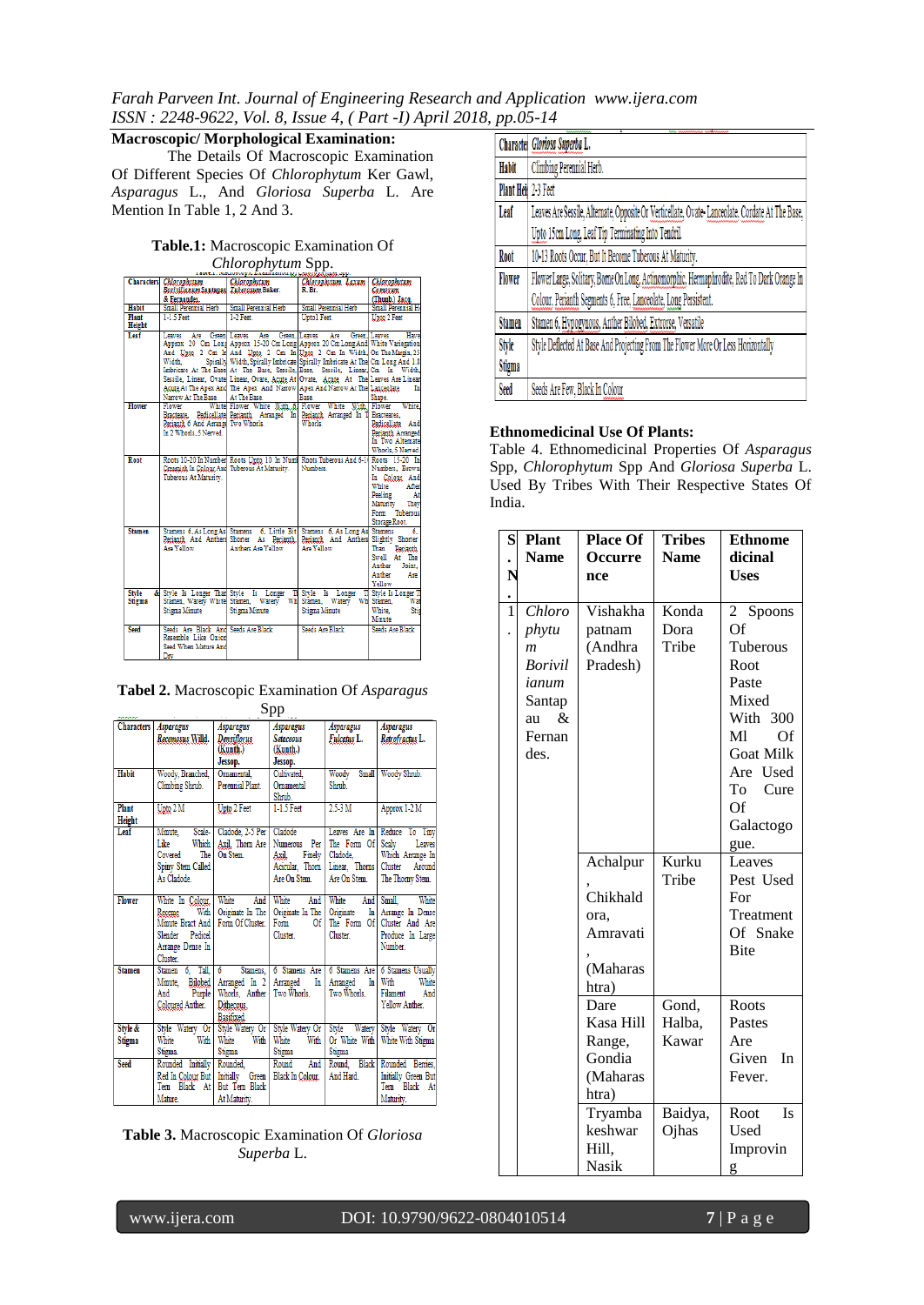## Macroscopic/ Morphological Examination:

The Details Of Macroscopic Examination Of Different Species Of *Chlorophytum* Ker Gawl, *Asparagus* L., And *Gloriosa Superba* L. Are Mention In Table 1, 2 And 3.

**Table.1:** Macroscopic Examination Of *Chlorophytum* Spp.

| Characters | *Chlorophytum Borivilianum* Santapau & Fernandes. | *Chlorophytum Tuberosum* Baker. | *Chlorophytum Laxum* R. Br. | *Chlorophytum Comosum* (Thunb.) Jacq. |
|---|---|---|---|---|
| Habit | Small Perennial Herb | Small Perennial Herb | Small Perennial Herb | Small Perennial Herb |
| Plant Height | 1-1.5 Feet | 1-2 Feet | Upto1 Feet | Upto 2 Feet |
| Leaf | Leaves Are Green Approx 20 Cm Long And Upto 2 Cm In Width, Spirally Imbricate At The Base Sessile, Linear, Ovate Acute At The Apex And Narrow At The Base | Leaves Are Green Approx 15-20 Cm Long And Upto 2 Cm In Width, Spirally Imbricate At The Base, Sessile, Linear, Ovate, Acute At The Apex And Narrow At The Base | Leaves Are Green Approx 20 Cm Long And Upto 2 Cm In Width, Spirally Imbricate At The Base, Sessile, Linear, Ovate, Acute At The Apex And Narrow At The Base | Leaves Have White Variegation On The Margin, 15 Cm Long And 1.8 Cm In Width, Leaves Are Linear Lanceolate In Shape |
| Flower | Flower White Bracteate, Pedicellate Perianth 6 And Arrange In 2 Whorls, 5 Nerved | Flower White With 6 Perianth Arranged In Two Whorls. | Flower White With 6 Perianth Arranged In Two Whorls. | Flower White, Bracteates, Pedicellate And Perianth Arranged In Two Alternate Whorls 5 Nerved |
| Root | Roots 10-20 In Number Creamish In Colour And Tuberous At Maturity. | Roots Upto 10 In Number Tuberous At Maturity. | Roots Tuberous And 6-10 Numbers. | Roots 15-20 In Numbers, Brown In Colour And White After Peeling At Maturity They Form Tuberous Storage Root. |
| Stamen | Stamens 6, As Long As Perianth And Anthers Are Yellow | Stamens 6, Little Bit Shorter As Perianth Anthers Are Yellow | Stamens 6, As Long As Perianth And Anthers Are Yellow | Stamens 6, Slightly Shorter Than Perianth, Swell At The Anther Joint, Anther Are Yellow |
| Style & Stigma | Style Is Longer Than Stamen, Watery White Stigma Minute | Style Is Longer Than Stamen, Watery White Stigma Minute | Style Is Longer Than Stamen, Watery White Stigma Minute | Style Is Longer Than Stamen, Watery White, Stigma Minute |
| Seed | Seeds Are Black And Resemble Like Onion Seed When Mature And Dry. | Seeds Are Black | Seeds Are Black | Seeds Are Black |

**Tabel 2.** Macroscopic Examination Of *Asparagus* Spp

| Characters | *Asparagus Racemosus* Willd. | *Asparagus Densiflorus* (Kunth.) Jessop. | *Asparagus Setaceous* (Kunth.) Jessop. | *Asparagus Falcatus* L. | *Asparagus Racofractus* L. |
|---|---|---|---|---|---|
| Habit | Woody, Branched, Climbing Shrub. | Ornamental, Perennial Plant. | Cultivated, Ornamental Shrub. | Woody Small Shrub. | Woody Shrub. |
| Plant Height | Upto 2 M | Upto 2 Feet | 1-1.5 Feet | 2.5-3 M | Approx 1-2 M |
| Leaf | Minute, Scale-Like Which Covered The Spiny Stem Called As Cladode. | Cladode, 2-5 Per Axil, Thorn Are On Stem. | Cladode Numerous Per Axil, Finely Acicular, Thorn Are On Stem. | Leaves Are In The Form Of Cladode, Linear, Thorns Are On Stem. | Reduce To Tiny Scaly Leaves Which Arrange In Cluster Around The Thorny Stem. |
| Flower | White In Colour, Raceme With Minute Bract And Slender Pedicel Arrange Dense In Cluster. | White And Originate In The Form Of Cluster. | White And Originate In The Form Of Cluster. | White And Originate In The Form Of Cluster. | Small, White Arrange In Dense Cluster And Are Produce In Large Number. |
| Stamen | Stamen 6, Tall, Minute, Bilobed And Purple Coloured Anther. | 6 Stamens, Arranged In 2 Whorls, Anther Dithecous, Basifixed. | 6 Stamens Are Arranged In Two Whorls. | 6 Stamens Are Arranged In Two Whorls. | 6 Stamens Usually With White Filament And Yellow Anther. |
| Style & Stigma | Style Watery Or White With Stigma. | Style Watery Or White With Stigma | Style Watery Or White With Stigma | Style Watery Or White With Stigma | Style Watery Or White With Stigma |
| Seed | Rounded Initially Red In Colour But Turn Black At Mature. | Rounded, Initially Green But Turn Black At Maturity. | Round And Black In Colour. | Round, Black And Hard. | Rounded Berries, Initially Green But Turn Black At Maturity. |

**Table 3.** Macroscopic Examination Of *Gloriosa Superba* L.

| Character | *Gloriosa Superba* L. |
|---|---|
| Habit | Climbing Perennial Herb. |
| Plant Height | 2-3 Feet |
| Leaf | Leaves Are Sessile, Alternate, Opposite Or Verticellate, Ovate-Lanceolate, Cordate At The Base, Upto 15cm Long, Leaf Tip Terminating Into Tendril. |
| Root | 10-13 Roots Occur, But It Become Tuberous At Maturity. |
| Flower | Flower Large, Solitary, Borne On Long, Actinomorphic, Hermaphrodite, Red To Dark Orange In Colour, Perianth Segments 6, Free, Lanceolate, Long Persistent. |
| Stamen | Stamen 6, Hypogynous, Anther Bilobed, Extorse, Versatile |
| Style Stigma | Style Deflected At Base And Projecting From The Flower More Or Less Horizontally |
| Seed | Seeds Are Few, Black In Colour |

## Ethnomedicinal Use Of Plants:

Table 4. Ethnomedicinal Properties Of *Asparagus* Spp, *Chlorophytum* Spp And *Gloriosa Superba* L. Used By Tribes With Their Respective States Of India.

| S. N. | Plant Name | Place Of Occurence | Tribes Name | Ethnomedicinal Uses |
|---|---|---|---|---|
| 1. | *Chlorophytum Borivilianum* Santapau & Fernandes. | Vishakhapatnam (Andhra Pradesh) | Konda Dora Tribe | 2 Spoons Of Tuberous Root Paste Mixed With 300 Ml Of Goat Milk Are Used To Cure Of Galactogogue. |
| | | Achalpur, Chikhaldora, Amravati, (Maharashtra) | Kurku Tribe | Leaves Pest Used For Treatment Of Snake Bite |
| | | Dare Kasa Hill Range, Gondia (Maharashtra) | Gond, Halba, Kawar | Roots Pastes Are Given In Fever. |
| | | Tryambakeshwar Hill, Nasik | Baidya, Ojhas | Root Is Used Improving |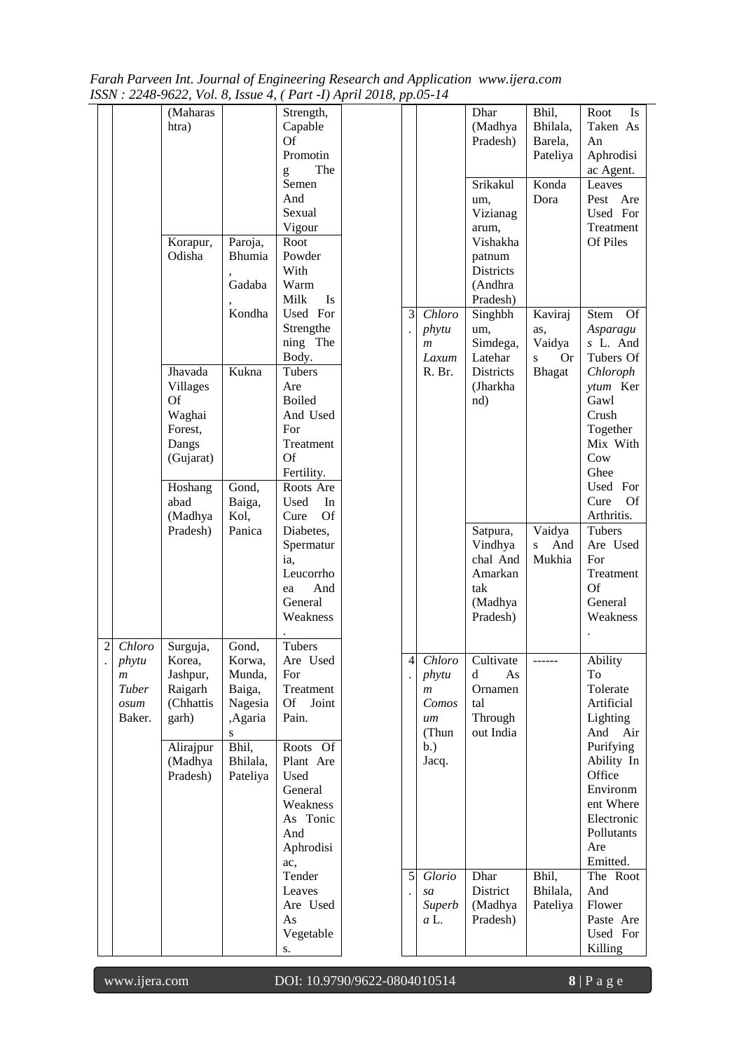| | | (Maharashtra) | | Strength, Capable Of Promoting The Semen And Sexual Vigour |
|---|---|---|---|---|
| | | Korapur, Odisha | Paroja, Bhumia, Gadaba, Kondha | Root Powder With Warm Milk Is Used For Strengthening The Body. |
| | | Jhavada Villages Of Waghai Forest, Dangs (Gujarat) | Kukna | Tubers Are Boiled And Used For Treatment Of Fertility. |
| | | Hoshangabad (Madhya Pradesh) | Gond, Baiga, Kol, Panica | Roots Are Used In Cure Of Diabetes, Spermaturia, Leucorrhoea And General Weakness. |
| 2. | *Chlorophytum Tuberosum* Baker. | Surguja, Korea, Jashpur, Raigarh (Chhattisgarh) | Gond, Korwa, Munda, Baiga, Nagesia ,Agarias | Tubers Are Used For Treatment Of Joint Pain. |
| | | Alirajpur (Madhya Pradesh) | Bhil, Bhilala, Pateliya | Roots Of Plant Are Used General Weakness As Tonic And Aphrodisiac, Tender Leaves Are Used As Vegetables. |
| | | Dhar (Madhya Pradesh) | Bhil, Bhilala, Barela, Pateliya | Root Is Taken As An Aphrodisiac Agent. |
| | | Srikakulum, Vizianagarum, Vishakhapatnum Districts (Andhra Pradesh) | Konda Dora | Leaves Pest Are Used For Treatment Of Piles |
| 3. | *Chlorophytum Laxum* R. Br. | Singhbhum, Simdega, Latehar Districts (Jharkhand) | Kavirajas, Vaidyas Or Bhagat | Stem Of *Asparagus* L. And Tubers Of *Chlorophytum* Ker Gawl Crush Together Mix With Cow Ghee Used For Cure Of Arthritis. |
| | | Satpura, Vindhyachal And Amarkantak (Madhya Pradesh) | Vaidyas And Mukhia | Tubers Are Used For Treatment Of General Weakness. |
| 4. | *Chlorophytum Comosum* (Thunb.) Jacq. | Cultivated As Ornamental Through out India | ------ | Ability To Tolerate Artificial Lighting And Air Purifying Ability In Office Environment Where Electronic Pollutants Are Emitted. |
| 5. | *Gloriosa Superba* L. | Dhar District (Madhya Pradesh) | Bhil, Bhilala, Pateliya | The Root And Flower Paste Are Used For Killing |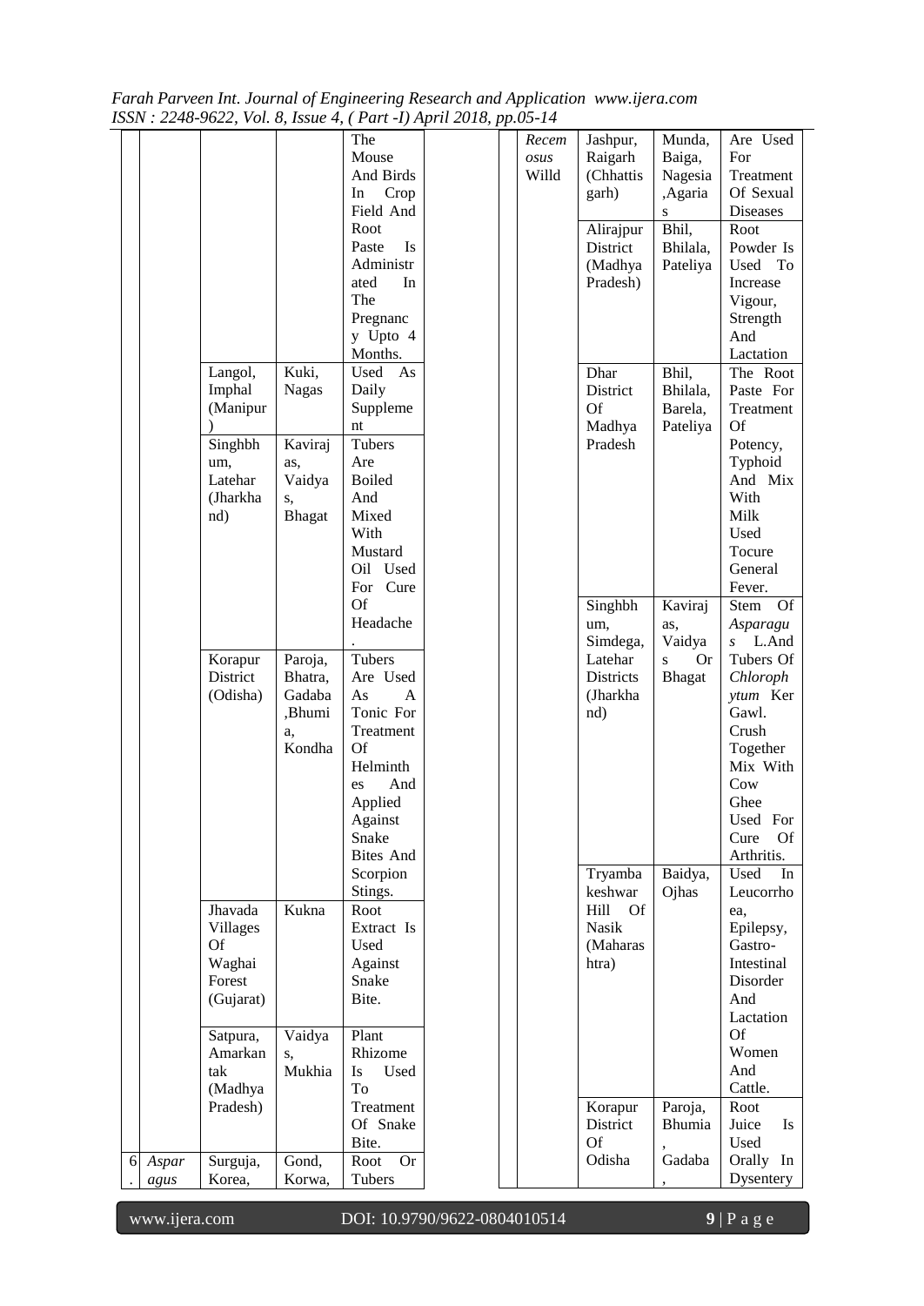| | | | | |
|---|---|---|---|---|
| | | | | The Mouse And Birds In Crop Field And Root Paste Is Administrated In The Pregnancy Upto 4 Months. |
| | | Langol, Imphal (Manipur) | Kuki, Nagas | Used As Daily Supplement |
| | | Singhbhum, Latehar (Jharkhand) | Kavirajas, Vaidyas, Bhagat | Tubers Are Boiled And Mixed With Mustard Oil Used For Cure Of Headache. |
| | | Korapur District (Odisha) | Paroja, Bhatra, Gadaba, Bhumia, Kondha | Tubers Are Used As A Tonic For Treatment Of Helminthes And Applied Against Snake Bites And Scorpion Stings. |
| | | Jhavada Villages Of Waghai Forest (Gujarat) | Kukna | Root Extract Is Used Against Snake Bite. |
| | | Satpura, Amarkantak (Madhya Pradesh) | Vaidyas, Mukhia | Plant Rhizome Is Used To Treatment Of Snake Bite. |
| 6. | *Asparagus Racemosus* Willd | Surguja, Korea, Jashpur, Raigarh (Chhattisgarh) | Gond, Korwa, Munda, Baiga, Nagesia, Agarias | Root Or Tubers Are Used For Treatment Of Sexual Diseases |
| | | Alirajpur District (Madhya Pradesh) | Bhil, Bhilala, Pateliya | Root Powder Is Used To Increase Vigour, Strength And Lactation |
| | | Dhar District Of Madhya Pradesh | Bhil, Bhilala, Barela, Pateliya | The Root Paste For Treatment Of Potency, Typhoid And Mix With Milk Used Tocure General Fever. |
| | | Singhbhum, Simdega, Latehar Districts (Jharkhand) | Kavirajas, Vaidyas Or Bhagat | Stem Of *Asparagus* L.And Tubers Of *Chlorophytum* Ker Gawl. Crush Together Mix With Cow Ghee Used For Cure Of Arthritis. |
| | | Tryambakeshwar Hill Of Nasik (Maharashtra) | Baidya, Ojhas | Used In Leucorrhoea, Epilepsy, Gastro-Intestinal Disorder And Lactation Of Women And Cattle. |
| | | Korapur District Of Odisha | Paroja, Bhumia, Gadaba, | Root Juice Is Used Orally In Dysentery |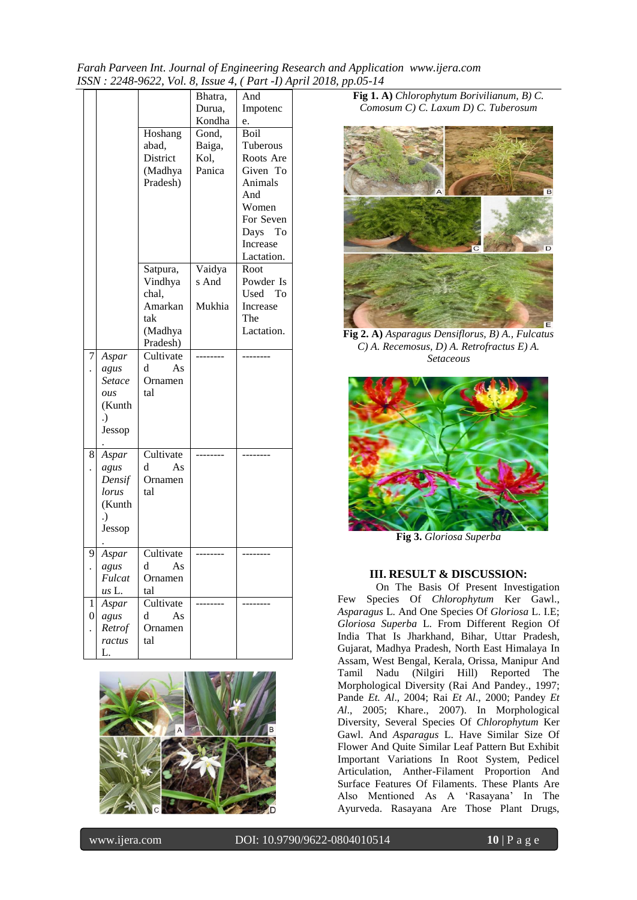|  |  |  | Bhatra, Durua, Kondha | And Impotence. |
|---|---|---|---|---|
|  |  | Hoshangabad, District (Madhya Pradesh) | Gond, Baiga, Kol, Panica | Boil Tuberous Roots Are Given To Animals And Women For Seven Days To Increase Lactation. |
|  |  | Satpura, Vindhyachal, Amarkantak (Madhya Pradesh) | Vaidyas And Mukhia | Root Powder Is Used To Increase The Lactation. |
| 7. | *Asparagus Setaceous* (Kunth.) Jessop. | Cultivated As Ornamental | -------- | -------- |
| 8. | *Asparagus Densiflorus* (Kunth.) Jessop. | Cultivated As Ornamental | -------- | -------- |
| 9. | *Asparagus Fulcatus* L. | Cultivated As Ornamental | -------- | -------- |
| 10. | *Asparagus Retrofractus* L. | Cultivated As Ornamental | -------- | -------- |

**Fig 1. A)** *Chlorophytum Borivilianum, B) C. Comosum C) C. Laxum D) C. Tuberosum*

**Fig 2. A)** *Asparagus Densiflorus, B) A., Fulcatus C) A. Recemosus, D) A. Retrofractus E) A. Setaceous*

**Fig 3.** *Gloriosa Superba*

## III. RESULT & DISCUSSION:

On The Basis Of Present Investigation Few Species Of *Chlorophytum* Ker Gawl., *Asparagus* L. And One Species Of *Gloriosa* L. I.E; *Gloriosa Superba* L. From Different Region Of India That Is Jharkhand, Bihar, Uttar Pradesh, Gujarat, Madhya Pradesh, North East Himalaya In Assam, West Bengal, Kerala, Orissa, Manipur And Tamil Nadu (Nilgiri Hill) Reported The Morphological Diversity (Rai And Pandey., 1997; Pande *Et. Al*., 2004; Rai *Et Al*., 2000; Pandey *Et Al*., 2005; Khare., 2007). In Morphological Diversity, Several Species Of *Chlorophytum* Ker Gawl. And *Asparagus* L. Have Similar Size Of Flower And Quite Similar Leaf Pattern But Exhibit Important Variations In Root System, Pedicel Articulation, Anther-Filament Proportion And Surface Features Of Filaments. These Plants Are Also Mentioned As A 'Rasayana' In The Ayurveda. Rasayana Are Those Plant Drugs,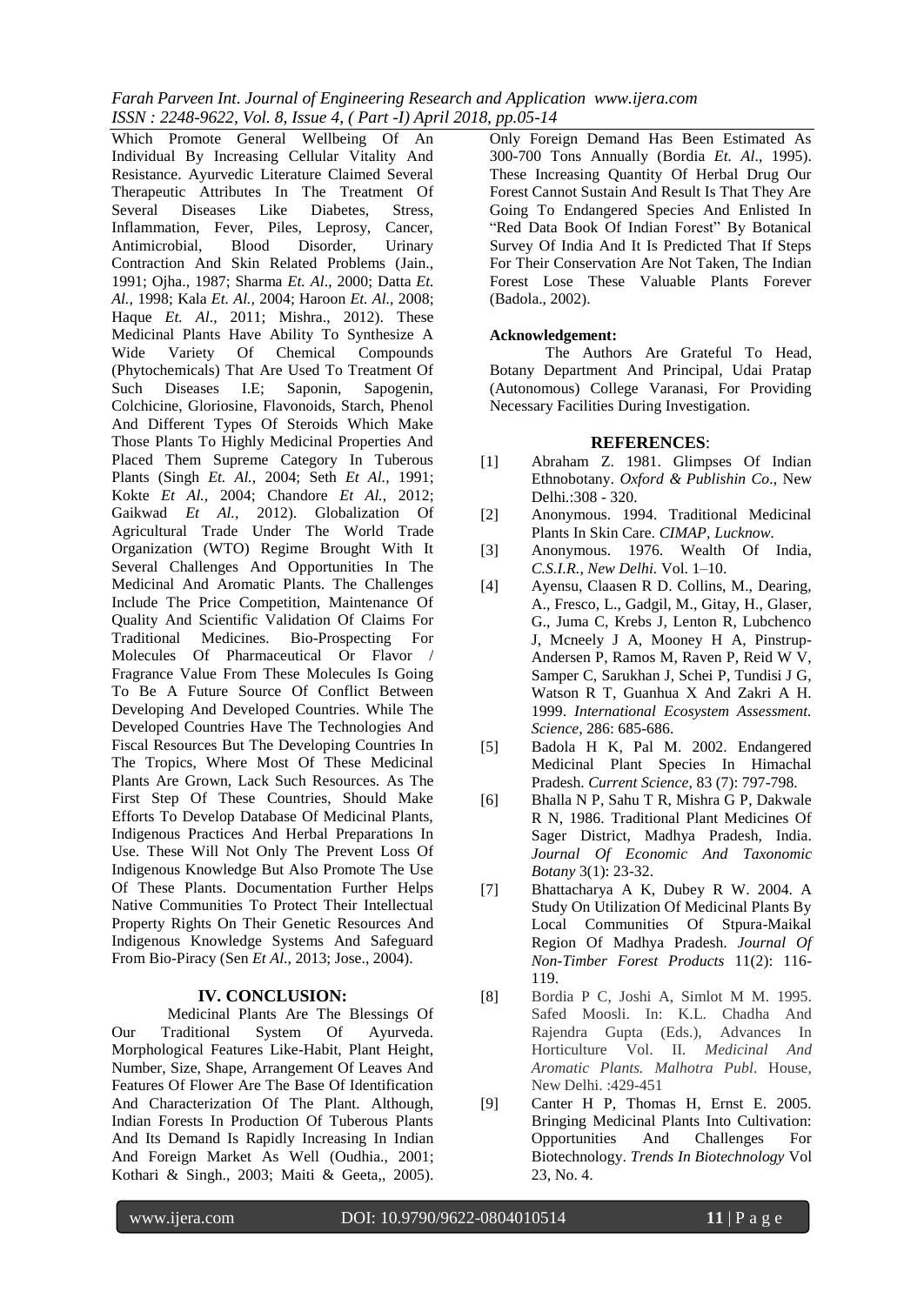Which Promote General Wellbeing Of An Individual By Increasing Cellular Vitality And Resistance. Ayurvedic Literature Claimed Several Therapeutic Attributes In The Treatment Of Several Diseases Like Diabetes, Stress, Inflammation, Fever, Piles, Leprosy, Cancer, Antimicrobial, Blood Disorder, Urinary Contraction And Skin Related Problems (Jain., 1991; Ojha., 1987; Sharma *Et. Al*., 2000; Datta *Et. Al.,* 1998; Kala *Et. Al.,* 2004; Haroon *Et. Al.,* 2008; Haque *Et. Al*., 2011; Mishra., 2012). These Medicinal Plants Have Ability To Synthesize A Wide Variety Of Chemical Compounds (Phytochemicals) That Are Used To Treatment Of Such Diseases I.E; Saponin, Sapogenin, Colchicine, Gloriosine, Flavonoids, Starch, Phenol And Different Types Of Steroids Which Make Those Plants To Highly Medicinal Properties And Placed Them Supreme Category In Tuberous Plants (Singh *Et. Al.,* 2004; Seth *Et Al.,* 1991; Kokte *Et Al.,* 2004; Chandore *Et Al.,* 2012; Gaikwad *Et Al.,* 2012). Globalization Of Agricultural Trade Under The World Trade Organization (WTO) Regime Brought With It Several Challenges And Opportunities In The Medicinal And Aromatic Plants. The Challenges Include The Price Competition, Maintenance Of Quality And Scientific Validation Of Claims For Traditional Medicines. Bio-Prospecting For Molecules Of Pharmaceutical Or Flavor / Fragrance Value From These Molecules Is Going To Be A Future Source Of Conflict Between Developing And Developed Countries. While The Developed Countries Have The Technologies And Fiscal Resources But The Developing Countries In The Tropics, Where Most Of These Medicinal Plants Are Grown, Lack Such Resources. As The First Step Of These Countries, Should Make Efforts To Develop Database Of Medicinal Plants, Indigenous Practices And Herbal Preparations In Use. These Will Not Only The Prevent Loss Of Indigenous Knowledge But Also Promote The Use Of These Plants. Documentation Further Helps Native Communities To Protect Their Intellectual Property Rights On Their Genetic Resources And Indigenous Knowledge Systems And Safeguard From Bio-Piracy (Sen *Et Al*., 2013; Jose., 2004).

## IV. CONCLUSION:

Medicinal Plants Are The Blessings Of Our Traditional System Of Ayurveda. Morphological Features Like-Habit, Plant Height, Number, Size, Shape, Arrangement Of Leaves And Features Of Flower Are The Base Of Identification And Characterization Of The Plant. Although, Indian Forests In Production Of Tuberous Plants And Its Demand Is Rapidly Increasing In Indian And Foreign Market As Well (Oudhia., 2001; Kothari & Singh., 2003; Maiti & Geeta,, 2005). Only Foreign Demand Has Been Estimated As 300-700 Tons Annually (Bordia *Et. Al*., 1995). These Increasing Quantity Of Herbal Drug Our Forest Cannot Sustain And Result Is That They Are Going To Endangered Species And Enlisted In "Red Data Book Of Indian Forest" By Botanical Survey Of India And It Is Predicted That If Steps For Their Conservation Are Not Taken, The Indian Forest Lose These Valuable Plants Forever (Badola., 2002).

**Acknowledgement:**

The Authors Are Grateful To Head, Botany Department And Principal, Udai Pratap (Autonomous) College Varanasi, For Providing Necessary Facilities During Investigation.

## REFERENCES:

[1] Abraham Z. 1981. Glimpses Of Indian Ethnobotany. *Oxford & Publishin Co*., New Delhi.:308 - 320.

[2] Anonymous. 1994. Traditional Medicinal Plants In Skin Care. *CIMAP, Lucknow.*

[3] Anonymous. 1976. Wealth Of India, *C.S.I.R., New Delhi.* Vol. 1–10.

[4] Ayensu, Claasen R D. Collins, M., Dearing, A., Fresco, L., Gadgil, M., Gitay, H., Glaser, G., Juma C, Krebs J, Lenton R, Lubchenco J, Mcneely J A, Mooney H A, Pinstrup-Andersen P, Ramos M, Raven P, Reid W V, Samper C, Sarukhan J, Schei P, Tundisi J G, Watson R T, Guanhua X And Zakri A H. 1999. *International Ecosystem Assessment. Science,* 286: 685-686.

[5] Badola H K, Pal M. 2002. Endangered Medicinal Plant Species In Himachal Pradesh. *Current Science*, 83 (7): 797-798.

[6] Bhalla N P, Sahu T R, Mishra G P, Dakwale R N, 1986. Traditional Plant Medicines Of Sager District, Madhya Pradesh, India. *Journal Of Economic And Taxonomic Botany* 3(1): 23-32.

[7] Bhattacharya A K, Dubey R W. 2004. A Study On Utilization Of Medicinal Plants By Local Communities Of Stpura-Maikal Region Of Madhya Pradesh. *Journal Of Non-Timber Forest Products* 11(2): 116-119.

[8] Bordia P C, Joshi A, Simlot M M. 1995. Safed Moosli. In: K.L. Chadha And Rajendra Gupta (Eds.), Advances In Horticulture Vol. II. *Medicinal And Aromatic Plants. Malhotra Publ*. House, New Delhi. :429-451

[9] Canter H P, Thomas H, Ernst E. 2005. Bringing Medicinal Plants Into Cultivation: Opportunities And Challenges For Biotechnology. *Trends In Biotechnology* Vol 23, No. 4.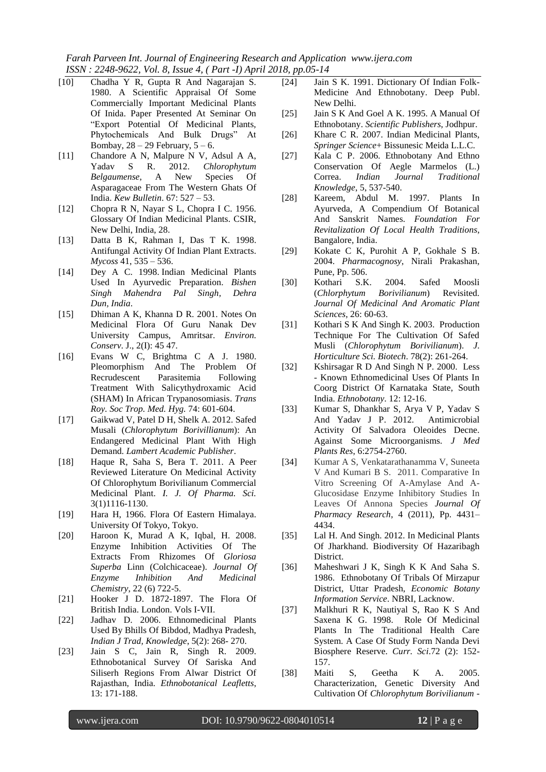[10] Chadha Y R, Gupta R And Nagarajan S. 1980. A Scientific Appraisal Of Some Commercially Important Medicinal Plants Of Inida. Paper Presented At Seminar On "Export Potential Of Medicinal Plants, Phytochemicals And Bulk Drugs" At Bombay, 28 – 29 February, 5 – 6.

[11] Chandore A N, Malpure N V, Adsul A A, Yadav S R. 2012. *Chlorophytum Belgaumense*, A New Species Of Asparagaceae From The Western Ghats Of India. *Kew Bulletin*. 67: 527 – 53.

[12] Chopra R N, Nayar S L, Chopra I C. 1956. Glossary Of Indian Medicinal Plants. CSIR, New Delhi, India, 28.

[13] Datta B K, Rahman I, Das T K. 1998. Antifungal Activity Of Indian Plant Extracts. *Mycoss* 41, 535 – 536.

[14] Dey A C. 1998. Indian Medicinal Plants Used In Ayurvedic Preparation. *Bishen Singh Mahendra Pal Singh, Dehra Dun, India*.

[15] Dhiman A K, Khanna D R. 2001. Notes On Medicinal Flora Of Guru Nanak Dev University Campus, Amritsar. *Environ. Conserv*. J., 2(I): 45 47.

[16] Evans W C, Brightma C A J. 1980. Pleomorphism And The Problem Of Recrudescent Parasitemia Following Treatment With Salicythydroxamic Acid (SHAM) In African Trypanosomiasis. *Trans Roy. Soc Trop. Med. Hyg.* 74: 601-604.

[17] Gaikwad V, Patel D H, Shelk A. 2012. Safed Musali (*Chlorophytum Borivillianum*): An Endangered Medicinal Plant With High Demand. *Lambert Academic Publisher*.

[18] Haque R, Saha S, Bera T. 2011. A Peer Reviewed Literature On Medicinal Activity Of Chlorophytum Borivilianum Commercial Medicinal Plant. *I. J. Of Pharma. Sci.* 3(1)1116-1130.

[19] Hara H, 1966. Flora Of Eastern Himalaya. University Of Tokyo, Tokyo.

[20] Haroon K, Murad A K, Iqbal, H. 2008. Enzyme Inhibition Activities Of The Extracts From Rhizomes Of *Gloriosa Superba* Linn (Colchicaceae). *Journal Of Enzyme Inhibition And Medicinal Chemistry*, 22 (6) 722-5.

[21] Hooker J D. 1872-1897. The Flora Of British India. London. Vols I-VII.

[22] Jadhav D. 2006. Ethnomedicinal Plants Used By Bhills Of Bibdod, Madhya Pradesh, *Indian J Trad, Knowledge*, 5(2): 268- 270.

[23] Jain S C, Jain R, Singh R. 2009. Ethnobotanical Survey Of Sariska And Siliserh Regions From Alwar District Of Rajasthan, India. *Ethnobotanical Leafletts*, 13: 171-188.

[24] Jain S K. 1991. Dictionary Of Indian Folk-Medicine And Ethnobotany. Deep Publ. New Delhi.

[25] Jain S K And Goel A K. 1995. A Manual Of Ethnobotany. *Scientific Publishers*, Jodhpur.

[26] Khare C R. 2007. Indian Medicinal Plants, *Springer Science*+ Bissunesic Meida L.L.C.

[27] Kala C P. 2006. Ethnobotany And Ethno Conservation Of Aegle Marmelos (L.) Correa. *Indian Journal Traditional Knowledge*, 5, 537-540.

[28] Kareem, Abdul M. 1997. Plants In Ayurveda, A Compendium Of Botanical And Sanskrit Names. *Foundation For Revitalization Of Local Health Traditions*, Bangalore, India.

[29] Kokate C K, Purohit A P, Gokhale S B. 2004. *Pharmacognosy*, Nirali Prakashan, Pune, Pp. 506.

[30] Kothari S.K. 2004. Safed Moosli (*Chlorphytum Borivilianum*) Revisited. *Journal Of Medicinal And Aromatic Plant Sciences*, 26: 60-63.

[31] Kothari S K And Singh K. 2003. Production Technique For The Cultivation Of Safed Musli (*Chlorophytum Borivilianum*). *J. Horticulture Sci. Biotech*. 78(2): 261-264.

[32] Kshirsagar R D And Singh N P. 2000. Less - Known Ethnomedicinal Uses Of Plants In Coorg District Of Karnataka State, South India. *Ethnobotany*. 12: 12-16.

[33] Kumar S, Dhankhar S, Arya V P, Yadav S And Yadav J P. 2012. Antimicrobial Activity Of Salvadora Oleoides Decne. Against Some Microorganisms. *J Med Plants Res*, 6:2754-2760.

[34] Kumar A S, Venkatarathanamma V, Suneeta V And Kumari B S. 2011. Comparative In Vitro Screening Of A-Amylase And A-Glucosidase Enzyme Inhibitory Studies In Leaves Of Annona Species *Journal Of Pharmacy Research*, 4 (2011), Pp. 4431–4434.

[35] Lal H. And Singh. 2012. In Medicinal Plants Of Jharkhand. Biodiversity Of Hazaribagh District.

[36] Maheshwari J K, Singh K K And Saha S. 1986. Ethnobotany Of Tribals Of Mirzapur District, Uttar Pradesh, *Economic Botany Information Service*. NBRI, Lacknow.

[37] Malkhuri R K, Nautiyal S, Rao K S And Saxena K G. 1998. Role Of Medicinal Plants In The Traditional Health Care System. A Case Of Study Form Nanda Devi Biosphere Reserve. *Curr. Sci*.72 (2): 152-157.

[38] Maiti S, Geetha K A. 2005. Characterization, Genetic Diversity And Cultivation Of *Chlorophytum Borivilianum* -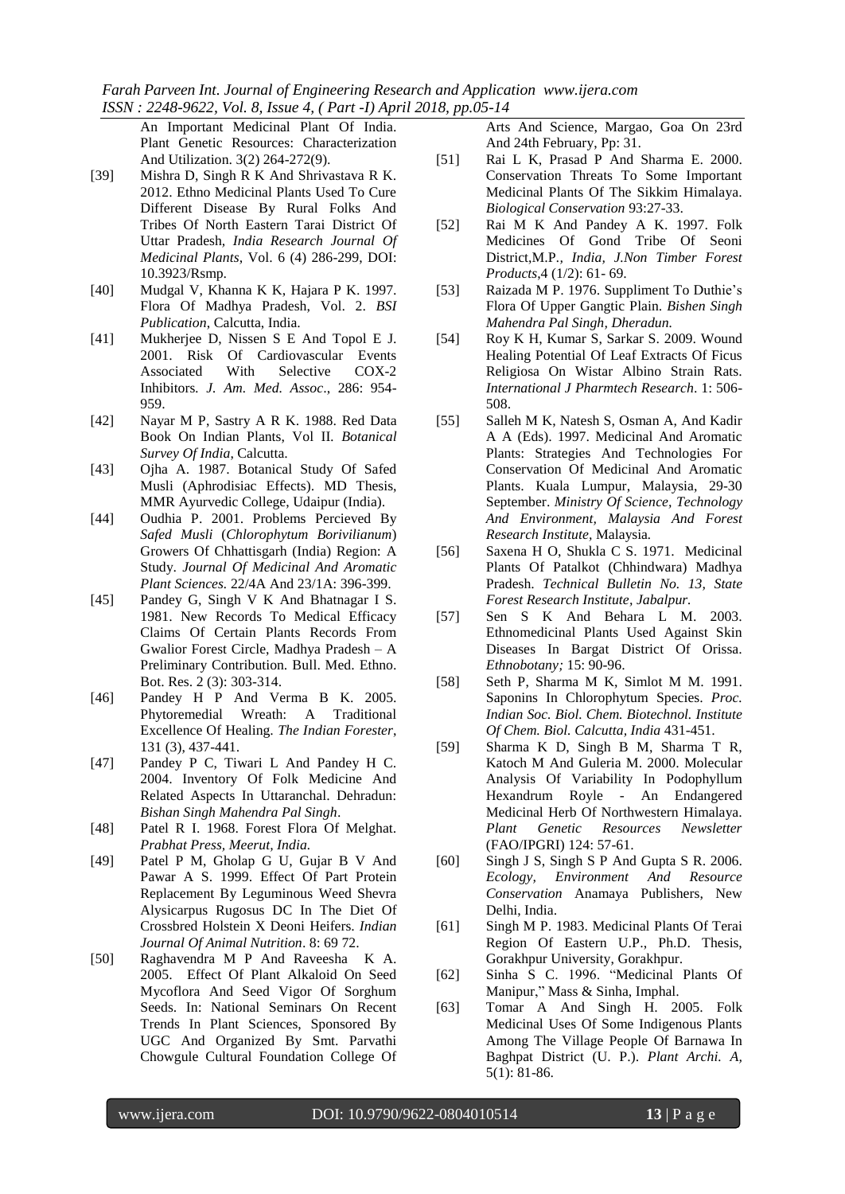An Important Medicinal Plant Of India. Plant Genetic Resources: Characterization And Utilization. 3(2) 264-272(9).

[39] Mishra D, Singh R K And Shrivastava R K. 2012. Ethno Medicinal Plants Used To Cure Different Disease By Rural Folks And Tribes Of North Eastern Tarai District Of Uttar Pradesh, *India Research Journal Of Medicinal Plants*, Vol. 6 (4) 286-299, DOI: 10.3923/Rsmp.

[40] Mudgal V, Khanna K K, Hajara P K. 1997. Flora Of Madhya Pradesh, Vol. 2. *BSI Publication*, Calcutta, India.

[41] Mukherjee D, Nissen S E And Topol E J. 2001. Risk Of Cardiovascular Events Associated With Selective COX-2 Inhibitors. *J. Am. Med. Assoc*., 286: 954-959.

[42] Nayar M P, Sastry A R K. 1988. Red Data Book On Indian Plants, Vol II. *Botanical Survey Of India*, Calcutta.

[43] Ojha A. 1987. Botanical Study Of Safed Musli (Aphrodisiac Effects). MD Thesis, MMR Ayurvedic College, Udaipur (India).

[44] Oudhia P. 2001. Problems Percieved By *Safed Musli* (*Chlorophytum Borivilianum*) Growers Of Chhattisgarh (India) Region: A Study. *Journal Of Medicinal And Aromatic Plant Sciences*. 22/4A And 23/1A: 396-399.

[45] Pandey G, Singh V K And Bhatnagar I S. 1981. New Records To Medical Efficacy Claims Of Certain Plants Records From Gwalior Forest Circle, Madhya Pradesh – A Preliminary Contribution. Bull. Med. Ethno. Bot. Res. 2 (3): 303-314.

[46] Pandey H P And Verma B K. 2005. Phytoremedial Wreath: A Traditional Excellence Of Healing. *The Indian Forester*, 131 (3), 437-441.

[47] Pandey P C, Tiwari L And Pandey H C. 2004. Inventory Of Folk Medicine And Related Aspects In Uttaranchal. Dehradun: *Bishan Singh Mahendra Pal Singh*.

[48] Patel R I. 1968. Forest Flora Of Melghat. *Prabhat Press, Meerut, India.*

[49] Patel P M, Gholap G U, Gujar B V And Pawar A S. 1999. Effect Of Part Protein Replacement By Leguminous Weed Shevra Alysicarpus Rugosus DC In The Diet Of Crossbred Holstein X Deoni Heifers. *Indian Journal Of Animal Nutrition*. 8: 69 72.

[50] Raghavendra M P And Raveesha K A. 2005. Effect Of Plant Alkaloid On Seed Mycoflora And Seed Vigor Of Sorghum Seeds. In: National Seminars On Recent Trends In Plant Sciences, Sponsored By UGC And Organized By Smt. Parvathi Chowgule Cultural Foundation College Of Arts And Science, Margao, Goa On 23rd And 24th February, Pp: 31.

[51] Rai L K, Prasad P And Sharma E. 2000. Conservation Threats To Some Important Medicinal Plants Of The Sikkim Himalaya. *Biological Conservation* 93:27-33.

[52] Rai M K And Pandey A K. 1997. Folk Medicines Of Gond Tribe Of Seoni District,M.P., *India, J.Non Timber Forest Products*,4 (1/2): 61- 69.

[53] Raizada M P. 1976. Suppliment To Duthie's Flora Of Upper Gangtic Plain. *Bishen Singh Mahendra Pal Singh, Dheradun.*

[54] Roy K H, Kumar S, Sarkar S. 2009. Wound Healing Potential Of Leaf Extracts Of Ficus Religiosa On Wistar Albino Strain Rats. *International J Pharmtech Research*. 1: 506-508.

[55] Salleh M K, Natesh S, Osman A, And Kadir A A (Eds). 1997. Medicinal And Aromatic Plants: Strategies And Technologies For Conservation Of Medicinal And Aromatic Plants. Kuala Lumpur, Malaysia, 29-30 September. *Ministry Of Science, Technology And Environment, Malaysia And Forest Research Institute*, Malaysia.

[56] Saxena H O, Shukla C S. 1971. Medicinal Plants Of Patalkot (Chhindwara) Madhya Pradesh. *Technical Bulletin No. 13, State Forest Research Institute, Jabalpur.*

[57] Sen S K And Behara L M. 2003. Ethnomedicinal Plants Used Against Skin Diseases In Bargat District Of Orissa. *Ethnobotany;* 15: 90-96.

[58] Seth P, Sharma M K, Simlot M M. 1991. Saponins In Chlorophytum Species. *Proc. Indian Soc. Biol. Chem. Biotechnol. Institute Of Chem. Biol. Calcutta, India* 431-451.

[59] Sharma K D, Singh B M, Sharma T R, Katoch M And Guleria M. 2000. Molecular Analysis Of Variability In Podophyllum Hexandrum Royle - An Endangered Medicinal Herb Of Northwestern Himalaya. *Plant Genetic Resources Newsletter* (FAO/IPGRI) 124: 57-61.

[60] Singh J S, Singh S P And Gupta S R. 2006. *Ecology, Environment And Resource Conservation* Anamaya Publishers, New Delhi, India.

[61] Singh M P. 1983. Medicinal Plants Of Terai Region Of Eastern U.P., Ph.D. Thesis, Gorakhpur University, Gorakhpur.

[62] Sinha S C. 1996. "Medicinal Plants Of Manipur," Mass & Sinha, Imphal.

[63] Tomar A And Singh H. 2005. Folk Medicinal Uses Of Some Indigenous Plants Among The Village People Of Barnawa In Baghpat District (U. P.). *Plant Archi. A*, 5(1): 81-86.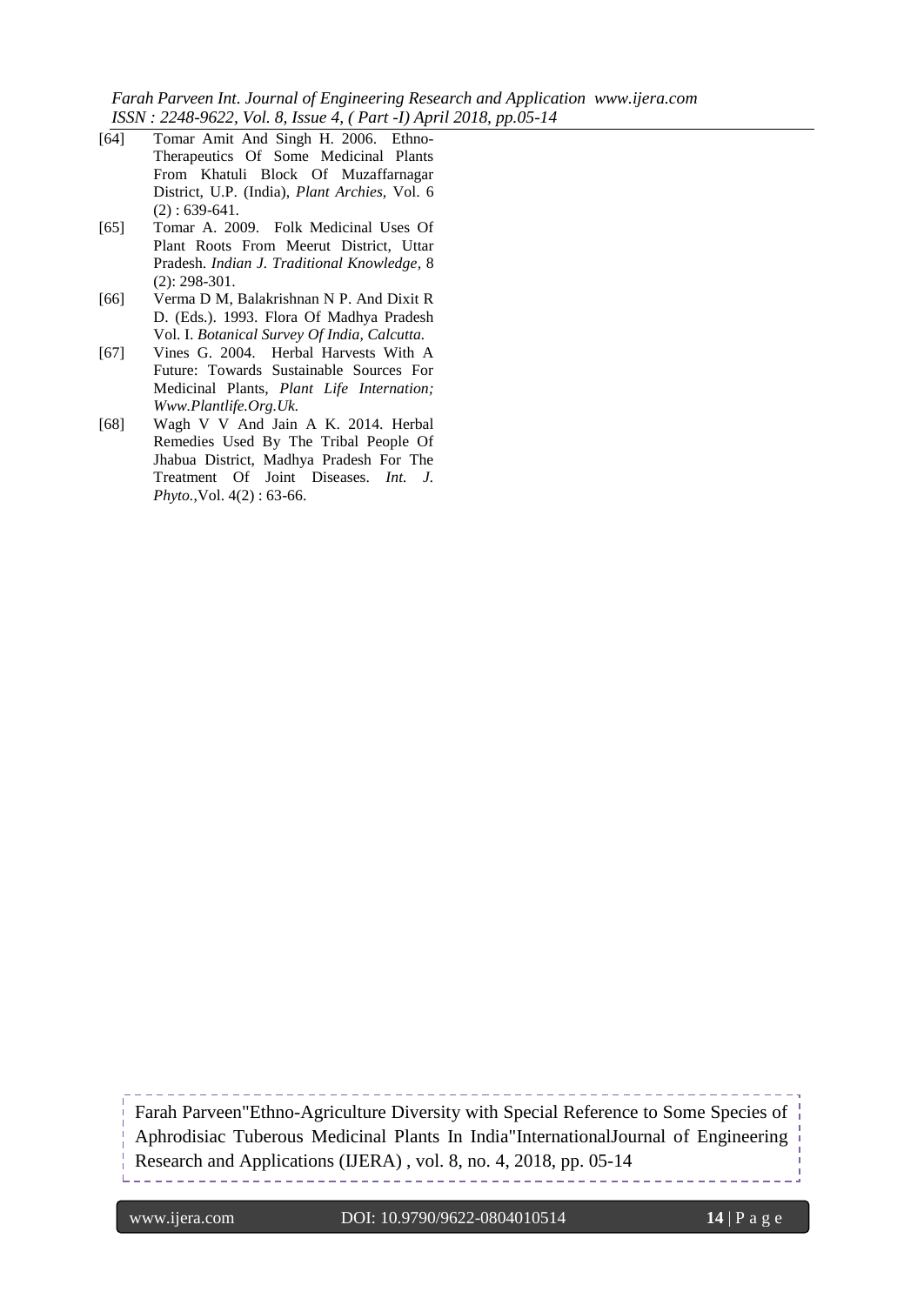[64] Tomar Amit And Singh H. 2006. Ethno-Therapeutics Of Some Medicinal Plants From Khatuli Block Of Muzaffarnagar District, U.P. (India), *Plant Archies,* Vol. 6 (2) : 639-641.

[65] Tomar A. 2009. Folk Medicinal Uses Of Plant Roots From Meerut District, Uttar Pradesh. *Indian J. Traditional Knowledge,* 8 (2): 298-301.

[66] Verma D M, Balakrishnan N P. And Dixit R D. (Eds.). 1993. Flora Of Madhya Pradesh Vol. I. *Botanical Survey Of India, Calcutta.*

[67] Vines G. 2004. Herbal Harvests With A Future: Towards Sustainable Sources For Medicinal Plants, *Plant Life Internation; Www.Plantlife.Org.Uk.*

[68] Wagh V V And Jain A K. 2014. Herbal Remedies Used By The Tribal People Of Jhabua District, Madhya Pradesh For The Treatment Of Joint Diseases. *Int. J. Phyto.,*Vol. 4(2) : 63-66.

Farah Parveen"Ethno-Agriculture Diversity with Special Reference to Some Species of Aphrodisiac Tuberous Medicinal Plants In India"InternationalJournal of Engineering Research and Applications (IJERA) , vol. 8, no. 4, 2018, pp. 05-14